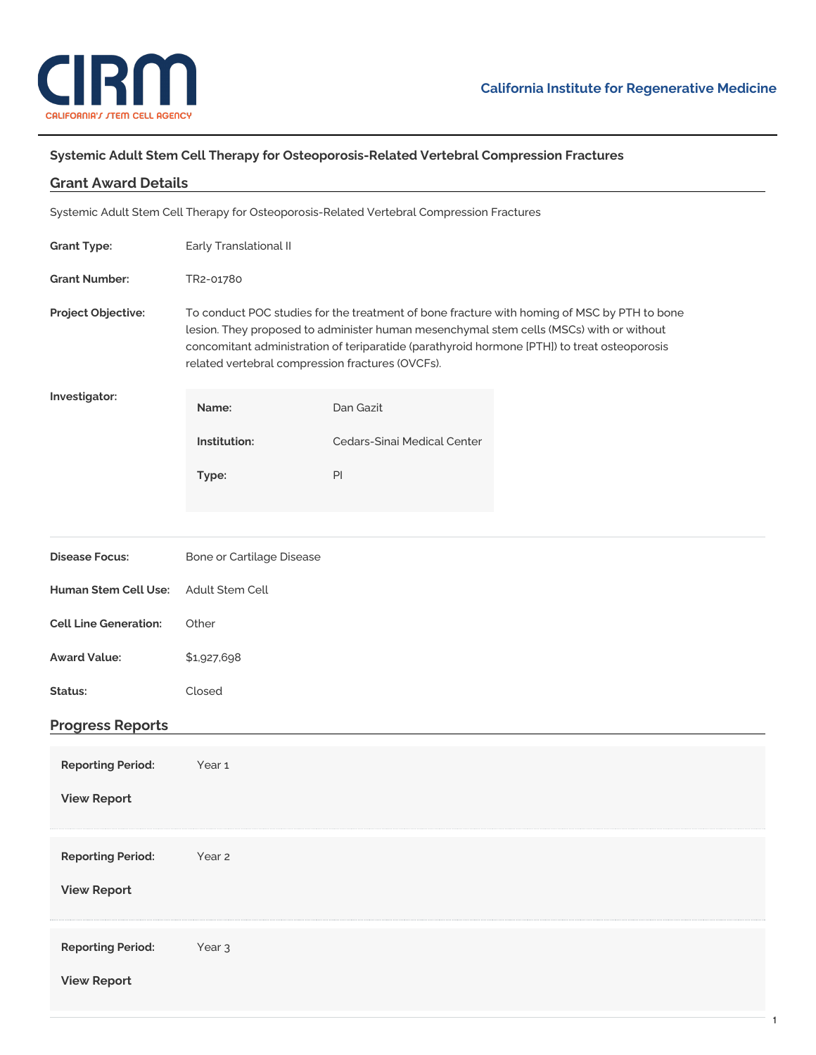California Institute for Regenerative Medicine

## Systemic Adult Stem Cell Therapy for Osteoporosis-Related Vertebral Compression Fractures

## Grant Award Details

Systemic Adult Stem Cell Therapy for Osteoporosis-Related Vertebral Compression Fractures

**Grant Type:** Early Translational II

**Grant Number:** TR2-01780

**Project Objective:** To conduct POC studies for the treatment of bone fracture with homing of MSC by PTH to bone lesion. They proposed to administer human mesenchymal stem cells (MSCs) with or without concomitant administration of teriparatide (parathyroid hormone [PTH]) to treat osteoporosis related vertebral compression fractures (OVCFs).

**Investigator:**

**Name:** Dan Gazit

**Institution:** Cedars-Sinai Medical Center

**Type:** PI

**Disease Focus:** Bone or Cartilage Disease

**Human Stem Cell Use:** Adult Stem Cell

**Cell Line Generation:** Other

**Award Value:** $1,927,698

**Status:** Closed

## Progress Reports

**Reporting Period:** Year 1

**View Report**

**Reporting Period:** Year 2

**View Report**

**Reporting Period:** Year 3

**View Report**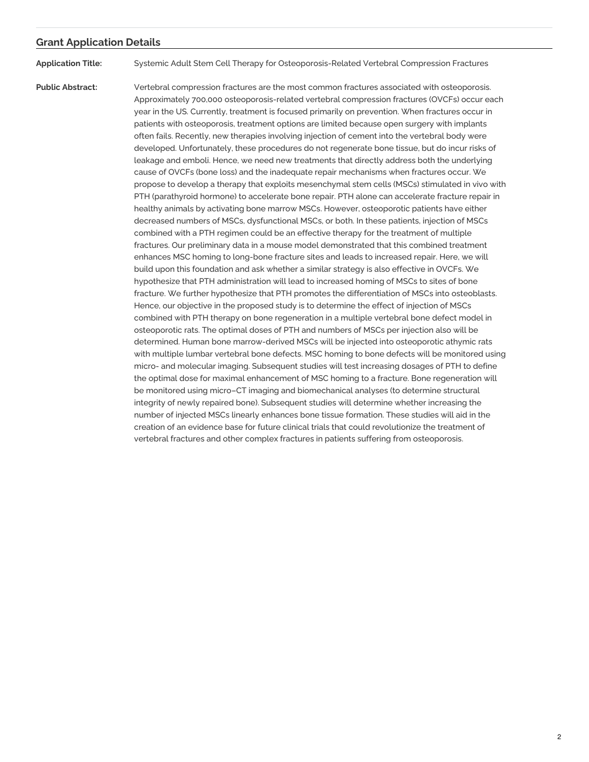## Grant Application Details

**Application Title:** Systemic Adult Stem Cell Therapy for Osteoporosis-Related Vertebral Compression Fractures

**Public Abstract:** Vertebral compression fractures are the most common fractures associated with osteoporosis. Approximately 700,000 osteoporosis-related vertebral compression fractures (OVCFs) occur each year in the US. Currently, treatment is focused primarily on prevention. When fractures occur in patients with osteoporosis, treatment options are limited because open surgery with implants often fails. Recently, new therapies involving injection of cement into the vertebral body were developed. Unfortunately, these procedures do not regenerate bone tissue, but do incur risks of leakage and emboli. Hence, we need new treatments that directly address both the underlying cause of OVCFs (bone loss) and the inadequate repair mechanisms when fractures occur. We propose to develop a therapy that exploits mesenchymal stem cells (MSCs) stimulated in vivo with PTH (parathyroid hormone) to accelerate bone repair. PTH alone can accelerate fracture repair in healthy animals by activating bone marrow MSCs. However, osteoporotic patients have either decreased numbers of MSCs, dysfunctional MSCs, or both. In these patients, injection of MSCs combined with a PTH regimen could be an effective therapy for the treatment of multiple fractures. Our preliminary data in a mouse model demonstrated that this combined treatment enhances MSC homing to long-bone fracture sites and leads to increased repair. Here, we will build upon this foundation and ask whether a similar strategy is also effective in OVCFs. We hypothesize that PTH administration will lead to increased homing of MSCs to sites of bone fracture. We further hypothesize that PTH promotes the differentiation of MSCs into osteoblasts. Hence, our objective in the proposed study is to determine the effect of injection of MSCs combined with PTH therapy on bone regeneration in a multiple vertebral bone defect model in osteoporotic rats. The optimal doses of PTH and numbers of MSCs per injection also will be determined. Human bone marrow-derived MSCs will be injected into osteoporotic athymic rats with multiple lumbar vertebral bone defects. MSC homing to bone defects will be monitored using micro- and molecular imaging. Subsequent studies will test increasing dosages of PTH to define the optimal dose for maximal enhancement of MSC homing to a fracture. Bone regeneration will be monitored using micro–CT imaging and biomechanical analyses (to determine structural integrity of newly repaired bone). Subsequent studies will determine whether increasing the number of injected MSCs linearly enhances bone tissue formation. These studies will aid in the creation of an evidence base for future clinical trials that could revolutionize the treatment of vertebral fractures and other complex fractures in patients suffering from osteoporosis.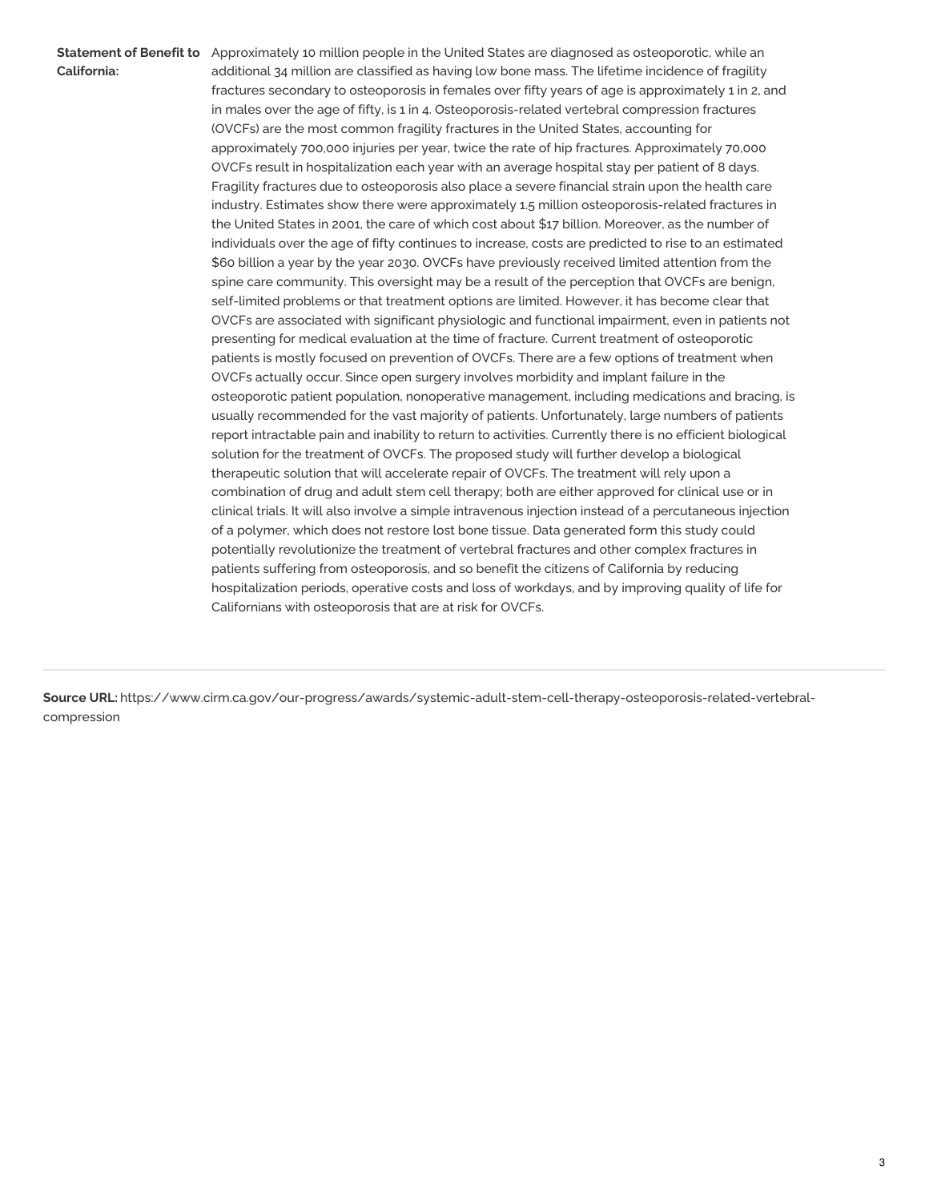**Statement of Benefit to California:**

Approximately 10 million people in the United States are diagnosed as osteoporotic, while an additional 34 million are classified as having low bone mass. The lifetime incidence of fragility fractures secondary to osteoporosis in females over fifty years of age is approximately 1 in 2, and in males over the age of fifty, is 1 in 4. Osteoporosis-related vertebral compression fractures (OVCFs) are the most common fragility fractures in the United States, accounting for approximately 700,000 injuries per year, twice the rate of hip fractures. Approximately 70,000 OVCFs result in hospitalization each year with an average hospital stay per patient of 8 days. Fragility fractures due to osteoporosis also place a severe financial strain upon the health care industry. Estimates show there were approximately 1.5 million osteoporosis-related fractures in the United States in 2001, the care of which cost about $17 billion. Moreover, as the number of individuals over the age of fifty continues to increase, costs are predicted to rise to an estimated $60 billion a year by the year 2030. OVCFs have previously received limited attention from the spine care community. This oversight may be a result of the perception that OVCFs are benign, self-limited problems or that treatment options are limited. However, it has become clear that OVCFs are associated with significant physiologic and functional impairment, even in patients not presenting for medical evaluation at the time of fracture. Current treatment of osteoporotic patients is mostly focused on prevention of OVCFs. There are a few options of treatment when OVCFs actually occur. Since open surgery involves morbidity and implant failure in the osteoporotic patient population, nonoperative management, including medications and bracing, is usually recommended for the vast majority of patients. Unfortunately, large numbers of patients report intractable pain and inability to return to activities. Currently there is no efficient biological solution for the treatment of OVCFs. The proposed study will further develop a biological therapeutic solution that will accelerate repair of OVCFs. The treatment will rely upon a combination of drug and adult stem cell therapy; both are either approved for clinical use or in clinical trials. It will also involve a simple intravenous injection instead of a percutaneous injection of a polymer, which does not restore lost bone tissue. Data generated form this study could potentially revolutionize the treatment of vertebral fractures and other complex fractures in patients suffering from osteoporosis, and so benefit the citizens of California by reducing hospitalization periods, operative costs and loss of workdays, and by improving quality of life for Californians with osteoporosis that are at risk for OVCFs.

---

**Source URL:** https://www.cirm.ca.gov/our-progress/awards/systemic-adult-stem-cell-therapy-osteoporosis-related-vertebral-compression